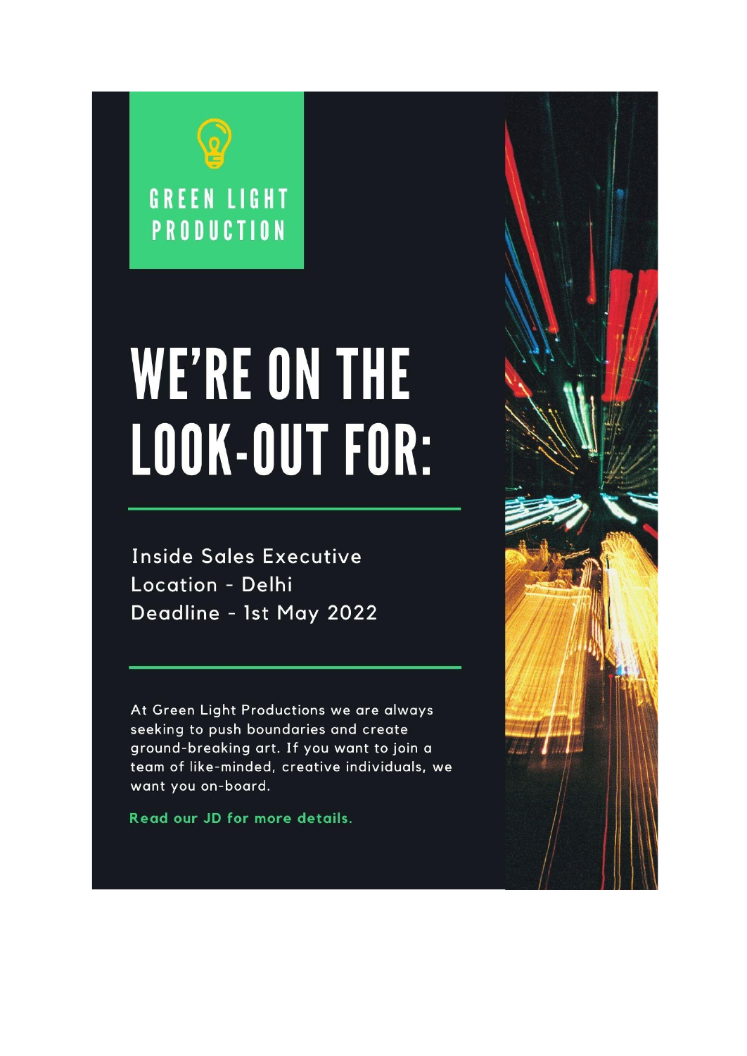GREEN LIGHT PRODUCTION

# WE'RE ON THE LOOK-OUT FOR:

---

Inside Sales Executive
Location - Delhi
Deadline - 1st May 2022

---

At Green Light Productions we are always seeking to push boundaries and create ground-breaking art. If you want to join a team of like-minded, creative individuals, we want you on-board.

**Read our JD for more details.**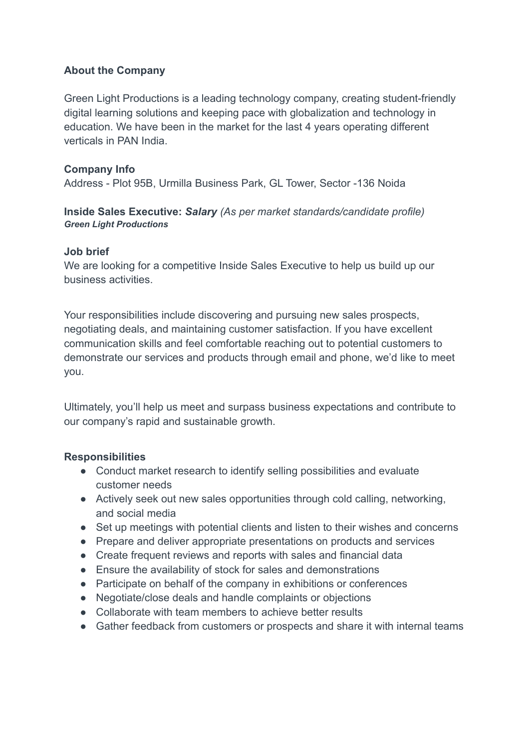**About the Company**

Green Light Productions is a leading technology company, creating student-friendly digital learning solutions and keeping pace with globalization and technology in education. We have been in the market for the last 4 years operating different verticals in PAN India.

**Company Info**

Address - Plot 95B, Urmilla Business Park, GL Tower, Sector -136 Noida

**Inside Sales Executive:** ***Salary*** *(As per market standards/candidate profile)*
***Green Light Productions***

**Job brief**

We are looking for a competitive Inside Sales Executive to help us build up our business activities.

Your responsibilities include discovering and pursuing new sales prospects, negotiating deals, and maintaining customer satisfaction. If you have excellent communication skills and feel comfortable reaching out to potential customers to demonstrate our services and products through email and phone, we'd like to meet you.

Ultimately, you'll help us meet and surpass business expectations and contribute to our company's rapid and sustainable growth.

**Responsibilities**

- Conduct market research to identify selling possibilities and evaluate customer needs
- Actively seek out new sales opportunities through cold calling, networking, and social media
- Set up meetings with potential clients and listen to their wishes and concerns
- Prepare and deliver appropriate presentations on products and services
- Create frequent reviews and reports with sales and financial data
- Ensure the availability of stock for sales and demonstrations
- Participate on behalf of the company in exhibitions or conferences
- Negotiate/close deals and handle complaints or objections
- Collaborate with team members to achieve better results
- Gather feedback from customers or prospects and share it with internal teams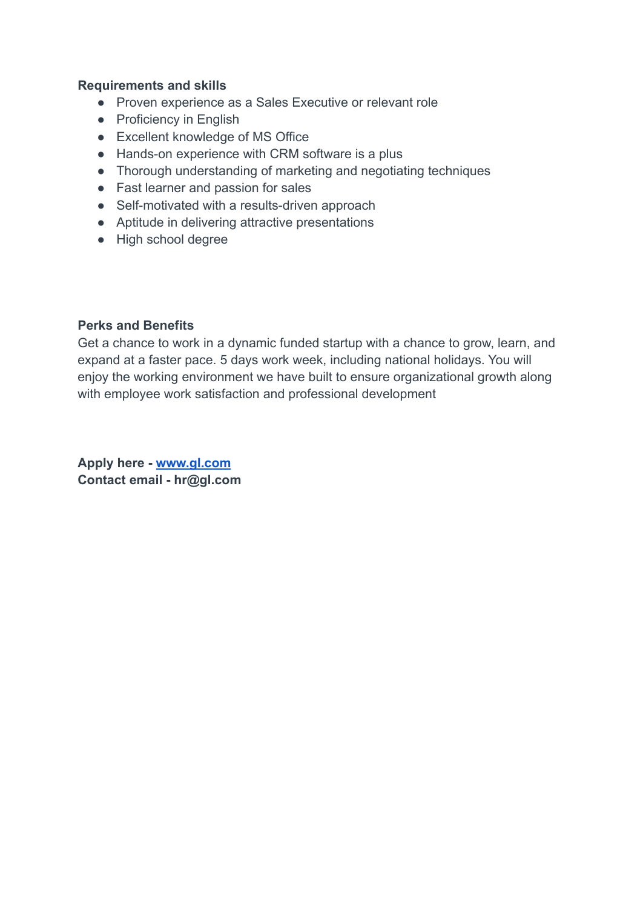**Requirements and skills**

- Proven experience as a Sales Executive or relevant role
- Proficiency in English
- Excellent knowledge of MS Office
- Hands-on experience with CRM software is a plus
- Thorough understanding of marketing and negotiating techniques
- Fast learner and passion for sales
- Self-motivated with a results-driven approach
- Aptitude in delivering attractive presentations
- High school degree

**Perks and Benefits**

Get a chance to work in a dynamic funded startup with a chance to grow, learn, and expand at a faster pace. 5 days work week, including national holidays. You will enjoy the working environment we have built to ensure organizational growth along with employee work satisfaction and professional development

**Apply here - [www.gl.com](www.gl.com)**
**Contact email - hr@gl.com**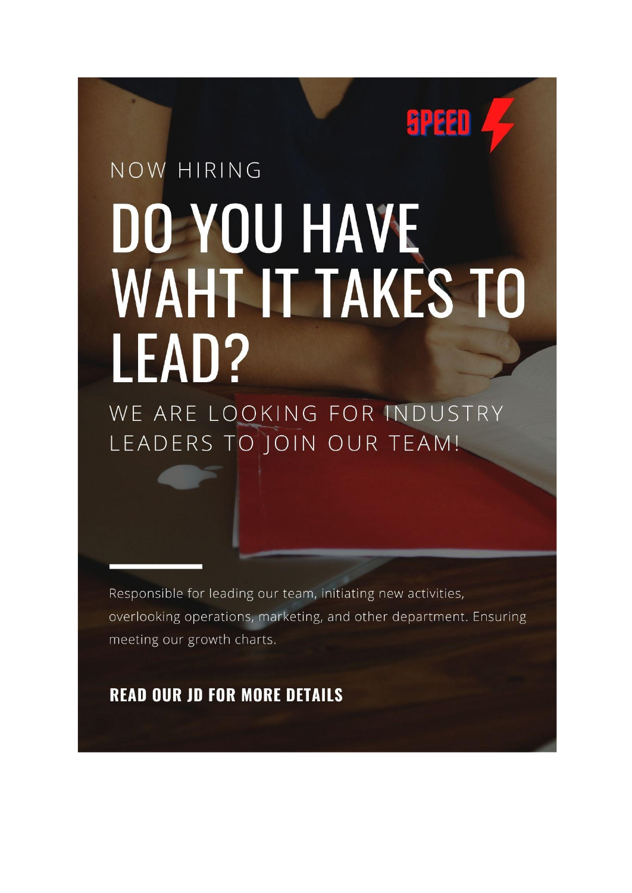SPEED

NOW HIRING

# DO YOU HAVE WAHT IT TAKES TO LEAD?

WE ARE LOOKING FOR INDUSTRY LEADERS TO JOIN OUR TEAM!

Responsible for leading our team, initiating new activities, overlooking operations, marketing, and other department. Ensuring meeting our growth charts.

**READ OUR JD FOR MORE DETAILS**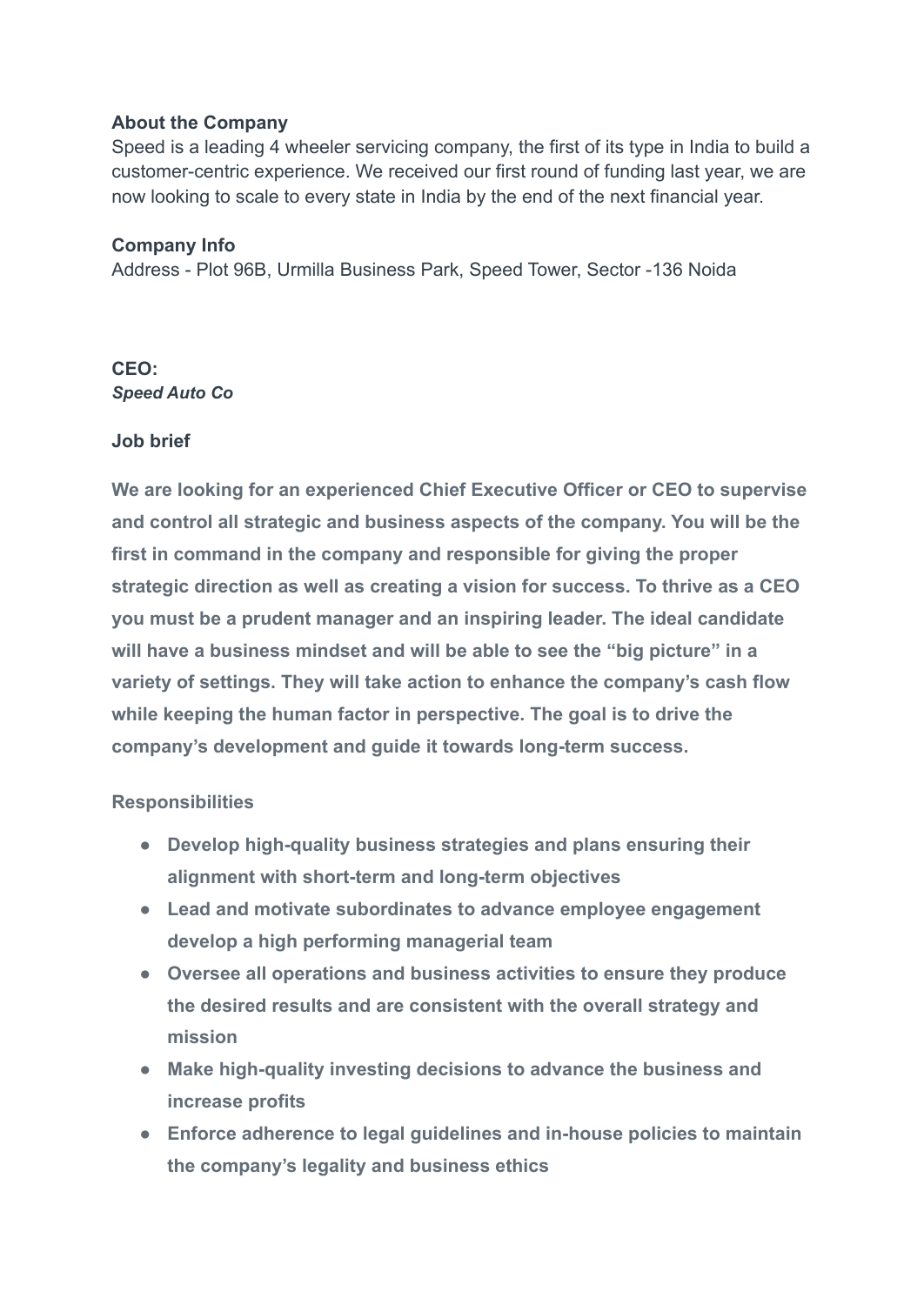**About the Company**
Speed is a leading 4 wheeler servicing company, the first of its type in India to build a customer-centric experience. We received our first round of funding last year, we are now looking to scale to every state in India by the end of the next financial year.

**Company Info**
Address - Plot 96B, Urmilla Business Park, Speed Tower, Sector -136 Noida

**CEO:**
***Speed Auto Co***

**Job brief**

**We are looking for an experienced Chief Executive Officer or CEO to supervise and control all strategic and business aspects of the company. You will be the first in command in the company and responsible for giving the proper strategic direction as well as creating a vision for success. To thrive as a CEO you must be a prudent manager and an inspiring leader. The ideal candidate will have a business mindset and will be able to see the "big picture" in a variety of settings. They will take action to enhance the company's cash flow while keeping the human factor in perspective. The goal is to drive the company's development and guide it towards long-term success.**

**Responsibilities**

- **Develop high-quality business strategies and plans ensuring their alignment with short-term and long-term objectives**
- **Lead and motivate subordinates to advance employee engagement develop a high performing managerial team**
- **Oversee all operations and business activities to ensure they produce the desired results and are consistent with the overall strategy and mission**
- **Make high-quality investing decisions to advance the business and increase profits**
- **Enforce adherence to legal guidelines and in-house policies to maintain the company's legality and business ethics**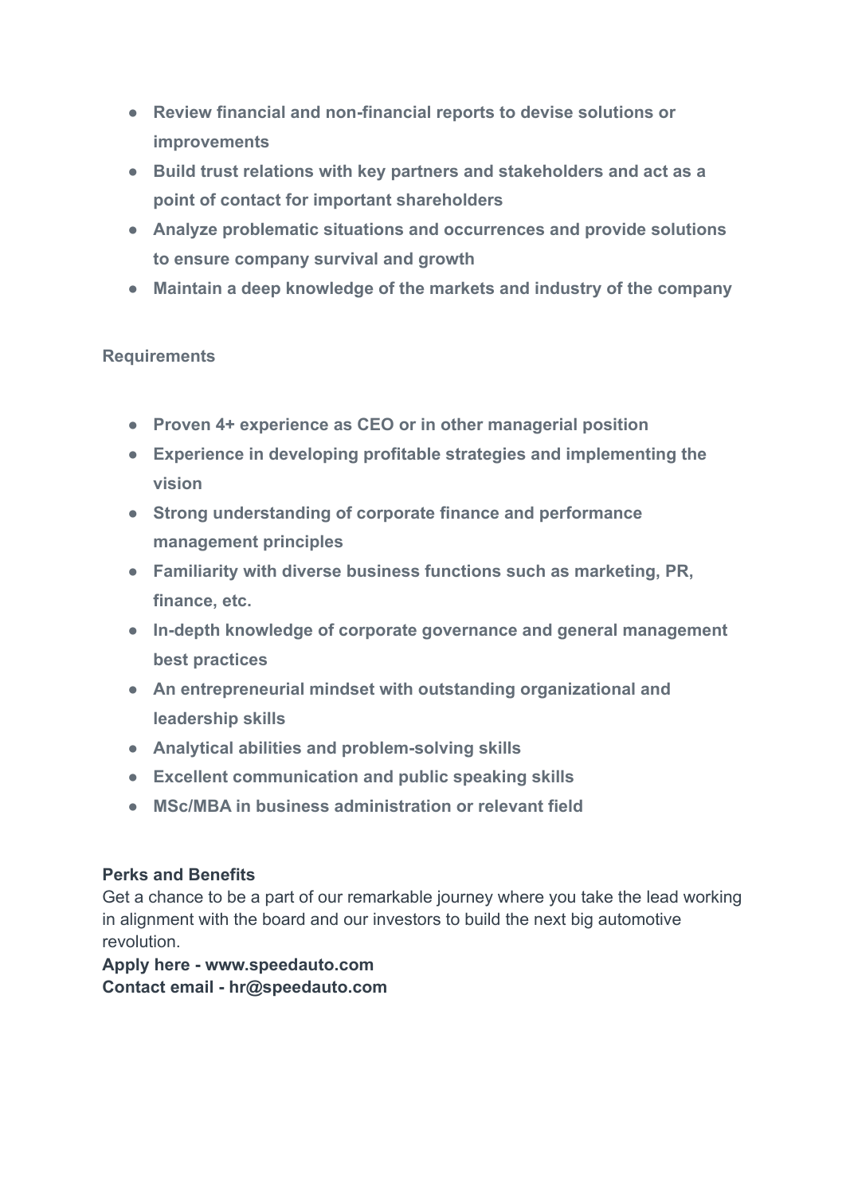- **Review financial and non-financial reports to devise solutions or improvements**
- **Build trust relations with key partners and stakeholders and act as a point of contact for important shareholders**
- **Analyze problematic situations and occurrences and provide solutions to ensure company survival and growth**
- **Maintain a deep knowledge of the markets and industry of the company**

**Requirements**

- **Proven 4+ experience as CEO or in other managerial position**
- **Experience in developing profitable strategies and implementing the vision**
- **Strong understanding of corporate finance and performance management principles**
- **Familiarity with diverse business functions such as marketing, PR, finance, etc.**
- **In-depth knowledge of corporate governance and general management best practices**
- **An entrepreneurial mindset with outstanding organizational and leadership skills**
- **Analytical abilities and problem-solving skills**
- **Excellent communication and public speaking skills**
- **MSc/MBA in business administration or relevant field**

**Perks and Benefits**

Get a chance to be a part of our remarkable journey where you take the lead working in alignment with the board and our investors to build the next big automotive revolution.

**Apply here - www.speedauto.com**

**Contact email - hr@speedauto.com**